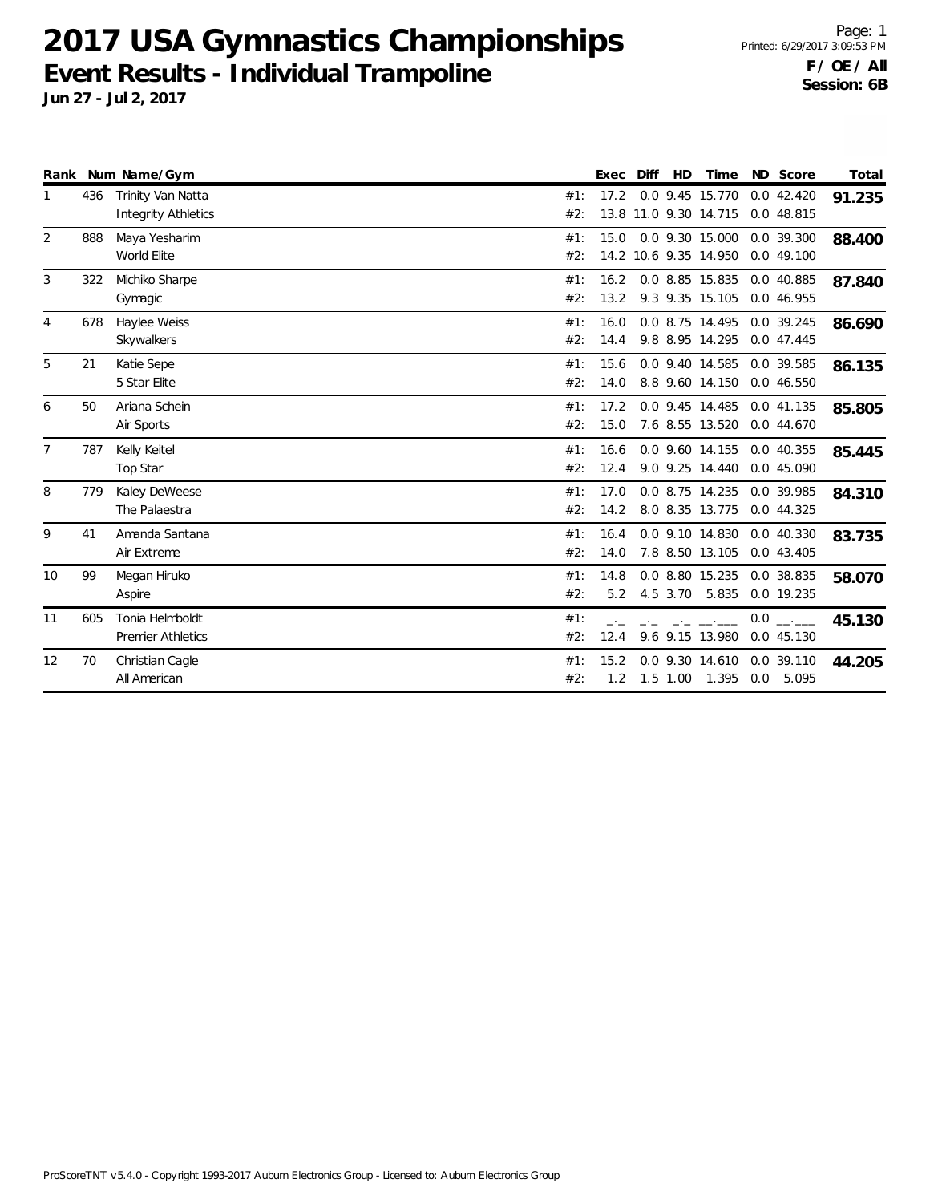# 2017 USA Gymnastics Championships

## Event Results - Individual Trampoline

**Jun 27 - Jul 2, 2017**

Printed: 6/29/2017 3:09:53 PM

**F / OE / All**
**Session: 6B**

| Rank | Num | Name/Gym | | Exec | Diff | HD | Time | ND | Score | Total |
|---|---|---|---|---|---|---|---|---|---|---|
| 1 | 436 | Trinity Van Natta | #1: | 17.2 | 0.0 | 9.45 | 15.770 | 0.0 | 42.420 | **91.235** |
| | | Integrity Athletics | #2: | 13.8 | 11.0 | 9.30 | 14.715 | 0.0 | 48.815 | |
| 2 | 888 | Maya Yesharim | #1: | 15.0 | 0.0 | 9.30 | 15.000 | 0.0 | 39.300 | **88.400** |
| | | World Elite | #2: | 14.2 | 10.6 | 9.35 | 14.950 | 0.0 | 49.100 | |
| 3 | 322 | Michiko Sharpe | #1: | 16.2 | 0.0 | 8.85 | 15.835 | 0.0 | 40.885 | **87.840** |
| | | Gymagic | #2: | 13.2 | 9.3 | 9.35 | 15.105 | 0.0 | 46.955 | |
| 4 | 678 | Haylee Weiss | #1: | 16.0 | 0.0 | 8.75 | 14.495 | 0.0 | 39.245 | **86.690** |
| | | Skywalkers | #2: | 14.4 | 9.8 | 8.95 | 14.295 | 0.0 | 47.445 | |
| 5 | 21 | Katie Sepe | #1: | 15.6 | 0.0 | 9.40 | 14.585 | 0.0 | 39.585 | **86.135** |
| | | 5 Star Elite | #2: | 14.0 | 8.8 | 9.60 | 14.150 | 0.0 | 46.550 | |
| 6 | 50 | Ariana Schein | #1: | 17.2 | 0.0 | 9.45 | 14.485 | 0.0 | 41.135 | **85.805** |
| | | Air Sports | #2: | 15.0 | 7.6 | 8.55 | 13.520 | 0.0 | 44.670 | |
| 7 | 787 | Kelly Keitel | #1: | 16.6 | 0.0 | 9.60 | 14.155 | 0.0 | 40.355 | **85.445** |
| | | Top Star | #2: | 12.4 | 9.0 | 9.25 | 14.440 | 0.0 | 45.090 | |
| 8 | 779 | Kaley DeWeese | #1: | 17.0 | 0.0 | 8.75 | 14.235 | 0.0 | 39.985 | **84.310** |
| | | The Palaestra | #2: | 14.2 | 8.0 | 8.35 | 13.775 | 0.0 | 44.325 | |
| 9 | 41 | Amanda Santana | #1: | 16.4 | 0.0 | 9.10 | 14.830 | 0.0 | 40.330 | **83.735** |
| | | Air Extreme | #2: | 14.0 | 7.8 | 8.50 | 13.105 | 0.0 | 43.405 | |
| 10 | 99 | Megan Hiruko | #1: | 14.8 | 0.0 | 8.80 | 15.235 | 0.0 | 38.835 | **58.070** |
| | | Aspire | #2: | 5.2 | 4.5 | 3.70 | 5.835 | 0.0 | 19.235 | |
| 11 | 605 | Tonia Helmboldt | #1: | _._ | _._ | _._ | __.___ | 0.0 | __.___ | **45.130** |
| | | Premier Athletics | #2: | 12.4 | 9.6 | 9.15 | 13.980 | 0.0 | 45.130 | |
| 12 | 70 | Christian Cagle | #1: | 15.2 | 0.0 | 9.30 | 14.610 | 0.0 | 39.110 | **44.205** |
| | | All American | #2: | 1.2 | 1.5 | 1.00 | 1.395 | 0.0 | 5.095 | |

ProScoreTNT v5.4.0 - Copyright 1993-2017 Auburn Electronics Group - Licensed to: Auburn Electronics Group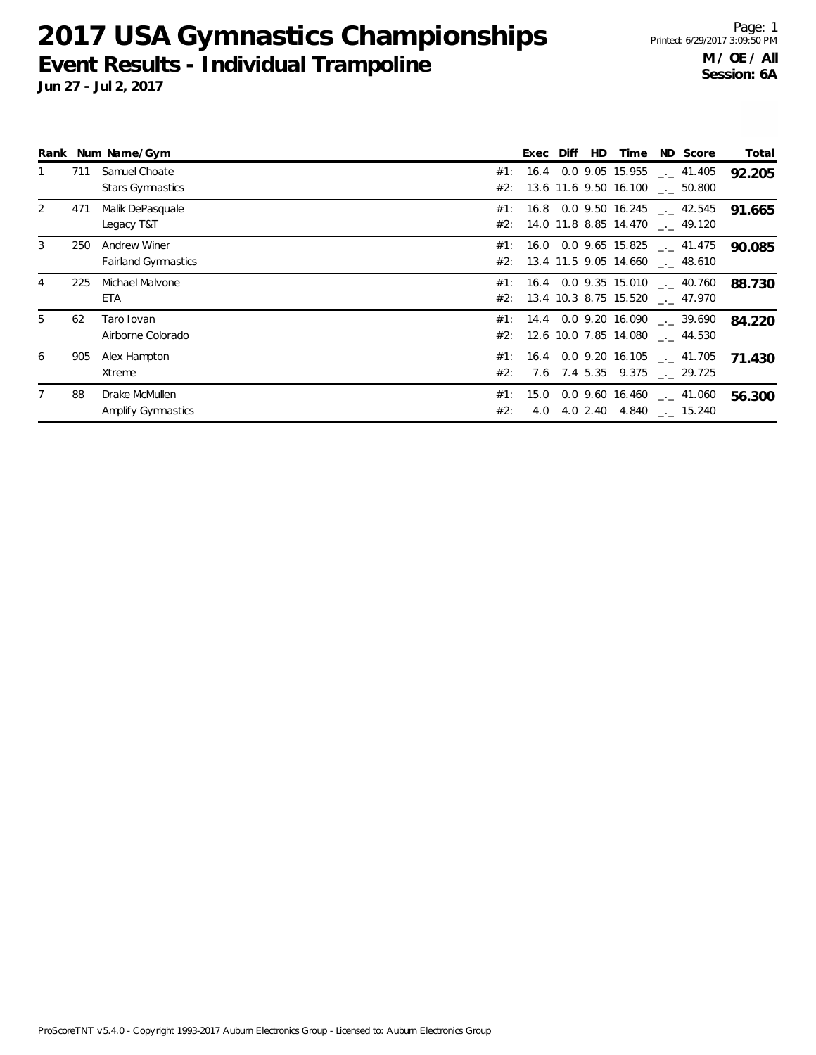# 2017 USA Gymnastics Championships

## Event Results - Individual Trampoline

**Jun 27 - Jul 2, 2017**

Printed: 6/29/2017 3:09:50 PM

**M / OE / All**
**Session: 6A**

| Rank | Num | Name/Gym | | Exec | Diff | HD | Time | ND | Score | Total |
|---|---|---|---|---|---|---|---|---|---|---|
| 1 | 711 | Samuel Choate | #1: | 16.4 | 0.0 | 9.05 | 15.955 | _._ | 41.405 | **92.205** |
| | | Stars Gymnastics | #2: | 13.6 | 11.6 | 9.50 | 16.100 | _._ | 50.800 | |
| 2 | 471 | Malik DePasquale | #1: | 16.8 | 0.0 | 9.50 | 16.245 | _._ | 42.545 | **91.665** |
| | | Legacy T&T | #2: | 14.0 | 11.8 | 8.85 | 14.470 | _._ | 49.120 | |
| 3 | 250 | Andrew Winer | #1: | 16.0 | 0.0 | 9.65 | 15.825 | _._ | 41.475 | **90.085** |
| | | Fairland Gymnastics | #2: | 13.4 | 11.5 | 9.05 | 14.660 | _._ | 48.610 | |
| 4 | 225 | Michael Malvone | #1: | 16.4 | 0.0 | 9.35 | 15.010 | _._ | 40.760 | **88.730** |
| | | ETA | #2: | 13.4 | 10.3 | 8.75 | 15.520 | _._ | 47.970 | |
| 5 | 62 | Taro Iovan | #1: | 14.4 | 0.0 | 9.20 | 16.090 | _._ | 39.690 | **84.220** |
| | | Airborne Colorado | #2: | 12.6 | 10.0 | 7.85 | 14.080 | _._ | 44.530 | |
| 6 | 905 | Alex Hampton | #1: | 16.4 | 0.0 | 9.20 | 16.105 | _._ | 41.705 | **71.430** |
| | | Xtreme | #2: | 7.6 | 7.4 | 5.35 | 9.375 | _._ | 29.725 | |
| 7 | 88 | Drake McMullen | #1: | 15.0 | 0.0 | 9.60 | 16.460 | _._ | 41.060 | **56.300** |
| | | Amplify Gymnastics | #2: | 4.0 | 4.0 | 2.40 | 4.840 | _._ | 15.240 | |

ProScoreTNT v5.4.0 - Copyright 1993-2017 Auburn Electronics Group - Licensed to: Auburn Electronics Group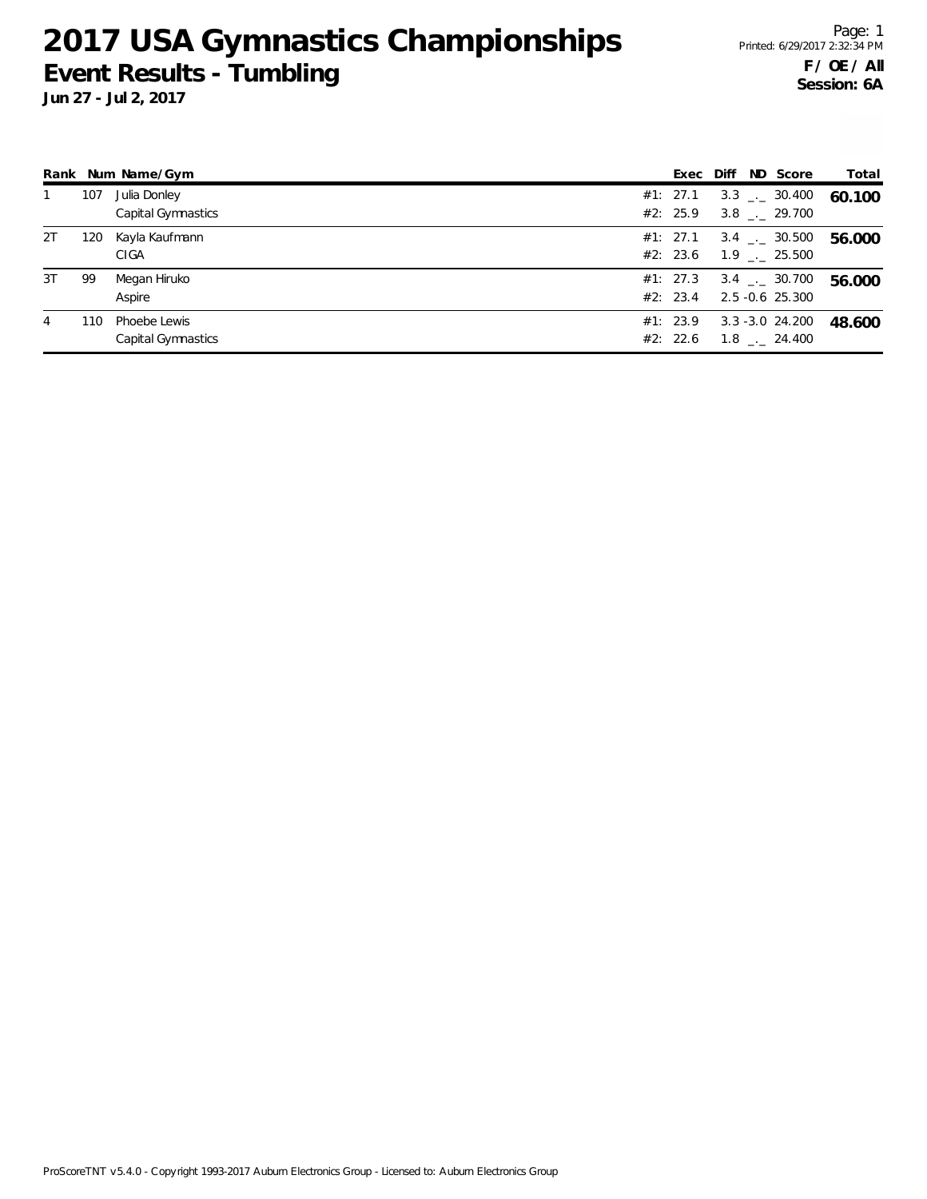# 2017 USA Gymnastics Championships

## Event Results - Tumbling

**Jun 27 - Jul 2, 2017**

Printed: 6/29/2017 2:32:34 PM

**F / OE / All**
**Session: 6A**

| Rank | Num | Name/Gym | | Exec | Diff | ND | Score | Total |
|---|---|---|---|---|---|---|---|---|
| 1 | 107 | Julia Donley | #1: | 27.1 | 3.3 | _._ | 30.400 | **60.100** |
| | | Capital Gymnastics | #2: | 25.9 | 3.8 | _._ | 29.700 | |
| 2T | 120 | Kayla Kaufmann | #1: | 27.1 | 3.4 | _._ | 30.500 | **56.000** |
| | | CIGA | #2: | 23.6 | 1.9 | _._ | 25.500 | |
| 3T | 99 | Megan Hiruko | #1: | 27.3 | 3.4 | _._ | 30.700 | **56.000** |
| | | Aspire | #2: | 23.4 | 2.5 | -0.6 | 25.300 | |
| 4 | 110 | Phoebe Lewis | #1: | 23.9 | 3.3 | -3.0 | 24.200 | **48.600** |
| | | Capital Gymnastics | #2: | 22.6 | 1.8 | _._ | 24.400 | |

ProScoreTNT v5.4.0 - Copyright 1993-2017 Auburn Electronics Group - Licensed to: Auburn Electronics Group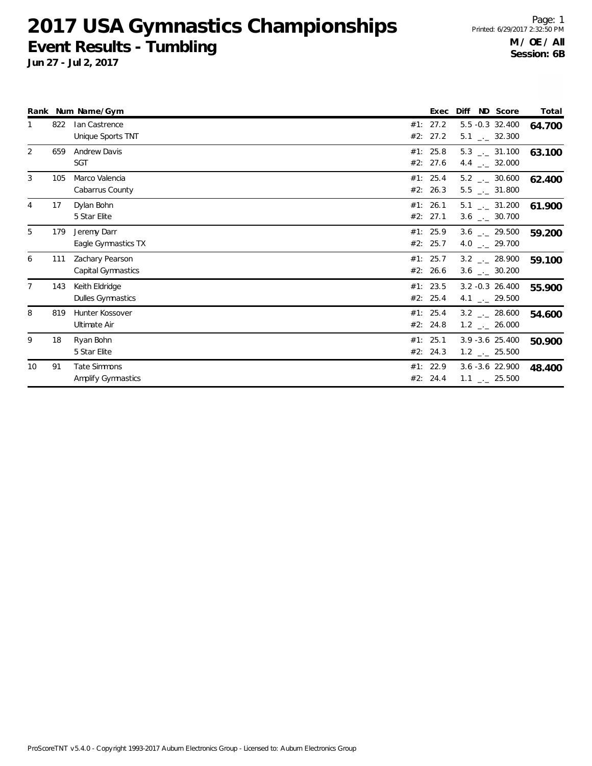# 2017 USA Gymnastics Championships

## Event Results - Tumbling

**Jun 27 - Jul 2, 2017**

Printed: 6/29/2017 2:32:50 PM

**M / OE / All**
**Session: 6B**

| Rank | Num | Name/Gym | | Exec | Diff | ND | Score | Total |
|---|---|---|---|---|---|---|---|---|
| 1 | 822 | Ian Castrence | #1: | 27.2 | 5.5 | -0.3 | 32.400 | **64.700** |
| | | Unique Sports TNT | #2: | 27.2 | 5.1 | _._ | 32.300 | |
| 2 | 659 | Andrew Davis | #1: | 25.8 | 5.3 | _._ | 31.100 | **63.100** |
| | | SGT | #2: | 27.6 | 4.4 | _._ | 32.000 | |
| 3 | 105 | Marco Valencia | #1: | 25.4 | 5.2 | _._ | 30.600 | **62.400** |
| | | Cabarrus County | #2: | 26.3 | 5.5 | _._ | 31.800 | |
| 4 | 17 | Dylan Bohn | #1: | 26.1 | 5.1 | _._ | 31.200 | **61.900** |
| | | 5 Star Elite | #2: | 27.1 | 3.6 | _._ | 30.700 | |
| 5 | 179 | Jeremy Darr | #1: | 25.9 | 3.6 | _._ | 29.500 | **59.200** |
| | | Eagle Gymnastics TX | #2: | 25.7 | 4.0 | _._ | 29.700 | |
| 6 | 111 | Zachary Pearson | #1: | 25.7 | 3.2 | _._ | 28.900 | **59.100** |
| | | Capital Gymnastics | #2: | 26.6 | 3.6 | _._ | 30.200 | |
| 7 | 143 | Keith Eldridge | #1: | 23.5 | 3.2 | -0.3 | 26.400 | **55.900** |
| | | Dulles Gymnastics | #2: | 25.4 | 4.1 | _._ | 29.500 | |
| 8 | 819 | Hunter Kossover | #1: | 25.4 | 3.2 | _._ | 28.600 | **54.600** |
| | | Ultimate Air | #2: | 24.8 | 1.2 | _._ | 26.000 | |
| 9 | 18 | Ryan Bohn | #1: | 25.1 | 3.9 | -3.6 | 25.400 | **50.900** |
| | | 5 Star Elite | #2: | 24.3 | 1.2 | _._ | 25.500 | |
| 10 | 91 | Tate Simmons | #1: | 22.9 | 3.6 | -3.6 | 22.900 | **48.400** |
| | | Amplify Gymnastics | #2: | 24.4 | 1.1 | _._ | 25.500 | |

ProScoreTNT v5.4.0 - Copyright 1993-2017 Auburn Electronics Group - Licensed to: Auburn Electronics Group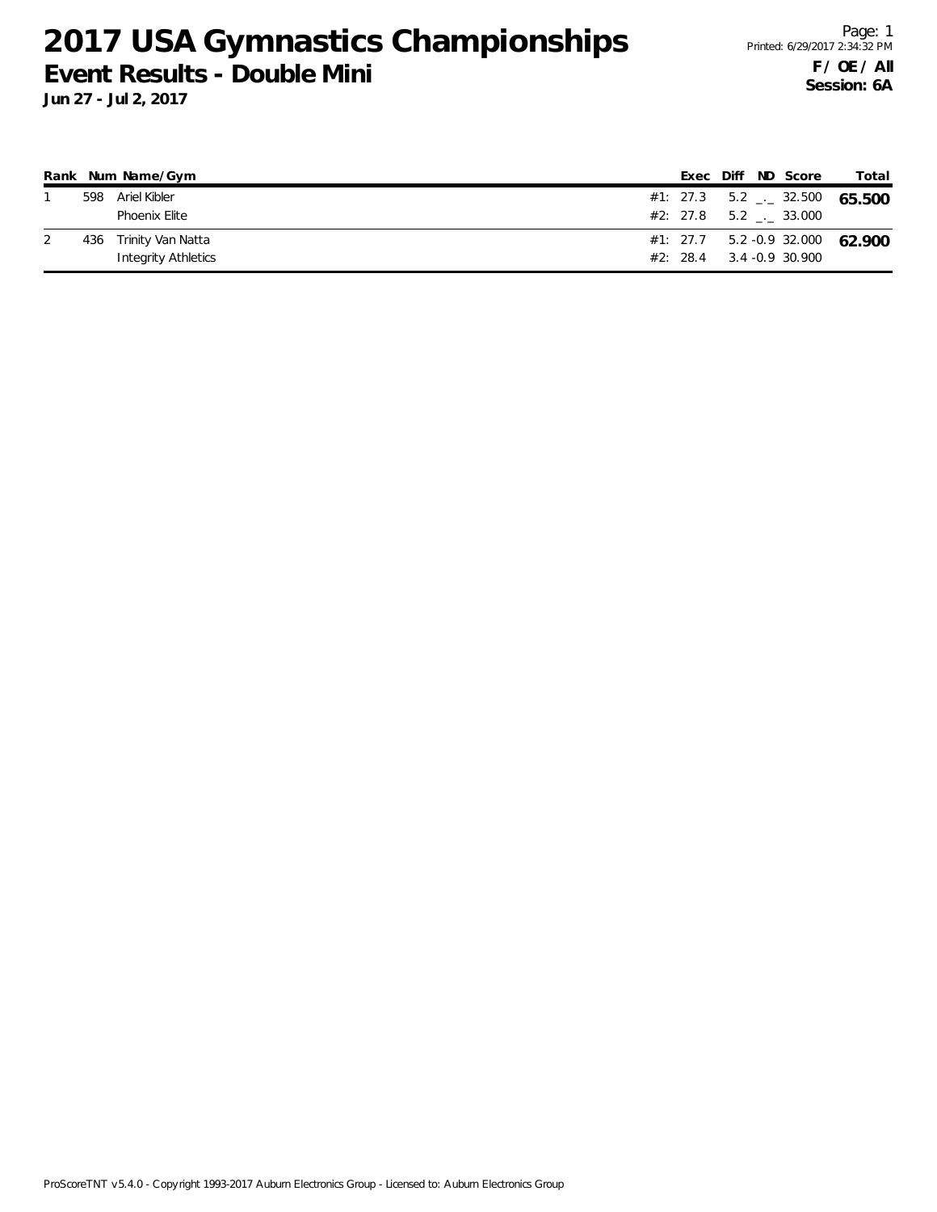# 2017 USA Gymnastics Championships

## Event Results - Double Mini

**Jun 27 - Jul 2, 2017**

**F / OE / All**
**Session: 6A**

| Rank | Num | Name/Gym | | Exec | Diff | ND | Score | Total |
|---|---|---|---|---|---|---|---|---|
| 1 | 598 | Ariel Kibler | #1: | 27.3 | 5.2 | _._ | 32.500 | **65.500** |
| | | Phoenix Elite | #2: | 27.8 | 5.2 | _._ | 33.000 | |
| 2 | 436 | Trinity Van Natta | #1: | 27.7 | 5.2 | -0.9 | 32.000 | **62.900** |
| | | Integrity Athletics | #2: | 28.4 | 3.4 | -0.9 | 30.900 | |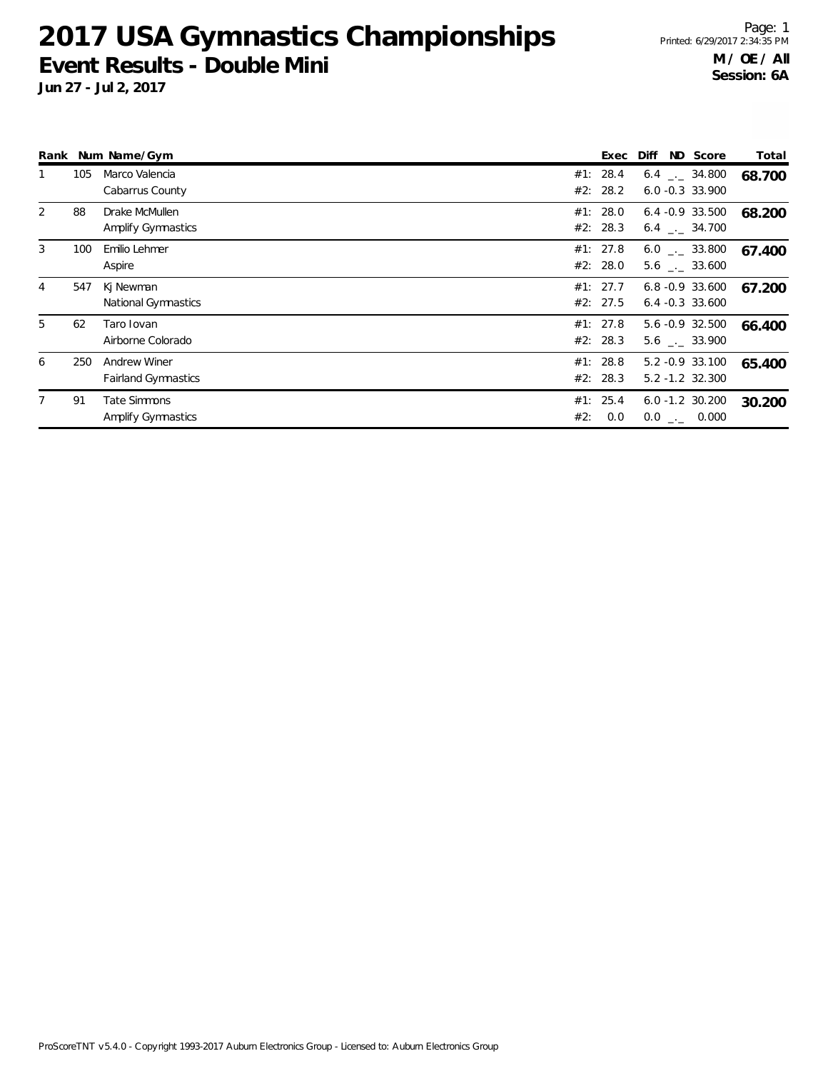# 2017 USA Gymnastics Championships

## Event Results - Double Mini

**Jun 27 - Jul 2, 2017**

**M / OE / All**
**Session: 6A**

| Rank | Num | Name/Gym | | Exec | Diff | ND | Score | Total |
|---|---|---|---|---|---|---|---|---|
| 1 | 105 | Marco Valencia | #1: | 28.4 | 6.4 | _._ | 34.800 | **68.700** |
| | | Cabarrus County | #2: | 28.2 | 6.0 | -0.3 | 33.900 | |
| 2 | 88 | Drake McMullen | #1: | 28.0 | 6.4 | -0.9 | 33.500 | **68.200** |
| | | Amplify Gymnastics | #2: | 28.3 | 6.4 | _._ | 34.700 | |
| 3 | 100 | Emilio Lehmer | #1: | 27.8 | 6.0 | _._ | 33.800 | **67.400** |
| | | Aspire | #2: | 28.0 | 5.6 | _._ | 33.600 | |
| 4 | 547 | Kj Newman | #1: | 27.7 | 6.8 | -0.9 | 33.600 | **67.200** |
| | | National Gymnastics | #2: | 27.5 | 6.4 | -0.3 | 33.600 | |
| 5 | 62 | Taro Iovan | #1: | 27.8 | 5.6 | -0.9 | 32.500 | **66.400** |
| | | Airborne Colorado | #2: | 28.3 | 5.6 | _._ | 33.900 | |
| 6 | 250 | Andrew Winer | #1: | 28.8 | 5.2 | -0.9 | 33.100 | **65.400** |
| | | Fairland Gymnastics | #2: | 28.3 | 5.2 | -1.2 | 32.300 | |
| 7 | 91 | Tate Simmons | #1: | 25.4 | 6.0 | -1.2 | 30.200 | **30.200** |
| | | Amplify Gymnastics | #2: | 0.0 | 0.0 | _._ | 0.000 | |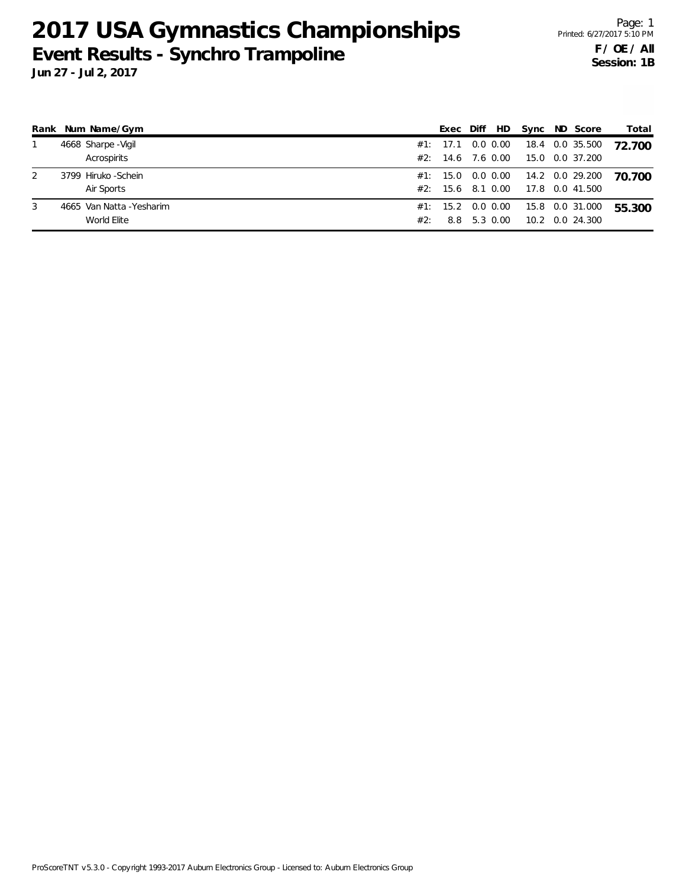# 2017 USA Gymnastics Championships

## Event Results - Synchro Trampoline

**Jun 27 - Jul 2, 2017**

Page: 1
Printed: 6/27/2017 5:10 PM

**F / OE / All**
**Session: 1B**

| Rank | Num | Name/Gym | | Exec | Diff | HD | Sync | ND | Score | Total |
|---|---|---|---|---|---|---|---|---|---|---|
| 1 | 4668 | Sharpe -Vigil | #1: | 17.1 | 0.0 | 0.00 | 18.4 | 0.0 | 35.500 | **72.700** |
| | | Acrospirits | #2: | 14.6 | 7.6 | 0.00 | 15.0 | 0.0 | 37.200 | |
| 2 | 3799 | Hiruko -Schein | #1: | 15.0 | 0.0 | 0.00 | 14.2 | 0.0 | 29.200 | **70.700** |
| | | Air Sports | #2: | 15.6 | 8.1 | 0.00 | 17.8 | 0.0 | 41.500 | |
| 3 | 4665 | Van Natta -Yesharim | #1: | 15.2 | 0.0 | 0.00 | 15.8 | 0.0 | 31.000 | **55.300** |
| | | World Elite | #2: | 8.8 | 5.3 | 0.00 | 10.2 | 0.0 | 24.300 | |

ProScoreTNT v5.3.0 - Copyright 1993-2017 Auburn Electronics Group - Licensed to: Auburn Electronics Group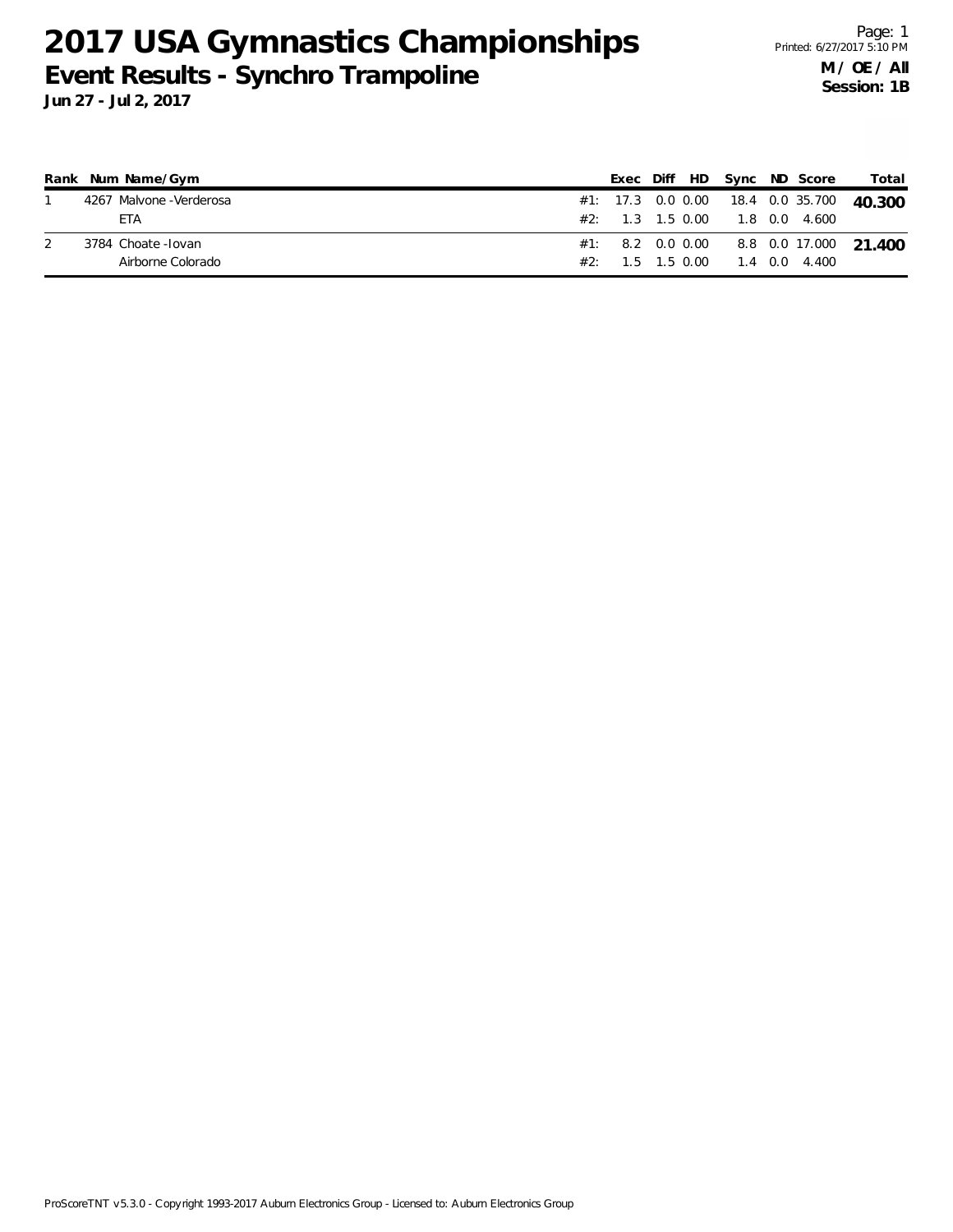# 2017 USA Gymnastics Championships

## Event Results - Synchro Trampoline

**Jun 27 - Jul 2, 2017**

Page: 1
Printed: 6/27/2017 5:10 PM

**M / OE / All**
**Session: 1B**

| Rank | Num | Name/Gym | | Exec | Diff | HD | Sync | ND | Score | Total |
|---|---|---|---|---|---|---|---|---|---|---|
| 1 | 4267 | Malvone -Verderosa | #1: | 17.3 | 0.0 | 0.00 | 18.4 | 0.0 | 35.700 | **40.300** |
| | | ETA | #2: | 1.3 | 1.5 | 0.00 | 1.8 | 0.0 | 4.600 | |
| 2 | 3784 | Choate -Iovan | #1: | 8.2 | 0.0 | 0.00 | 8.8 | 0.0 | 17.000 | **21.400** |
| | | Airborne Colorado | #2: | 1.5 | 1.5 | 0.00 | 1.4 | 0.0 | 4.400 | |

ProScoreTNT v5.3.0 - Copyright 1993-2017 Auburn Electronics Group - Licensed to: Auburn Electronics Group